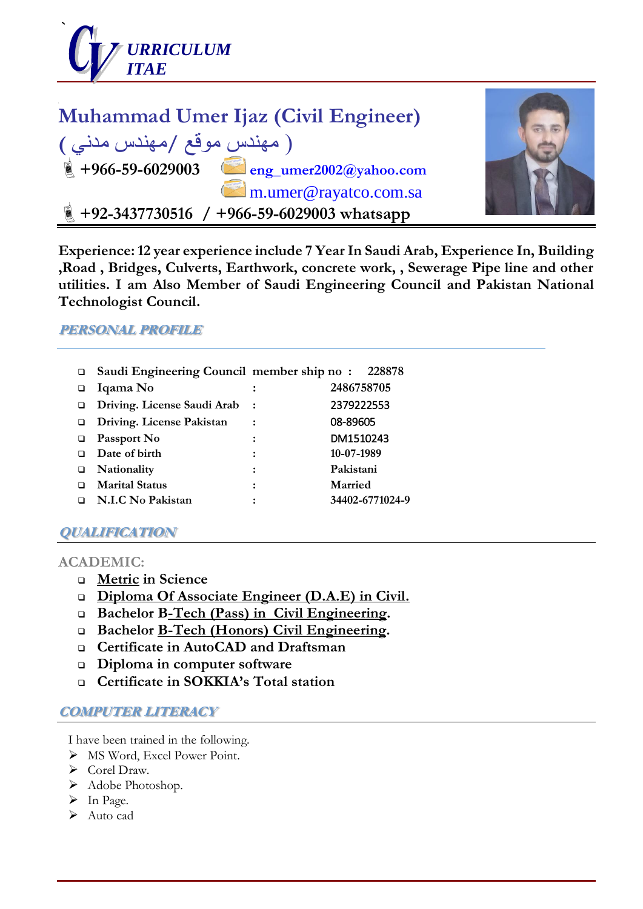# CURRICULUM VITAE

## Muhammad Umer Ijaz (Civil Engineer)

( مهندس موقع /مهندس مدني )

+966-59-6029003 eng_umer2002@yahoo.com
m.umer@rayatco.com.sa

+92-3437730516 / +966-59-6029003 whatsapp

**Experience: 12 year experience include 7 Year In Saudi Arab, Experience In, Building ,Road , Bridges, Culverts, Earthwork, concrete work, , Sewerage Pipe line and other utilities. I am Also Member of Saudi Engineering Council and Pakistan National Technologist Council.**

## PERSONAL PROFILE

- **Saudi Engineering Council member ship no :** 228878
- **Iqama No :** 2486758705
- **Driving. License Saudi Arab :** 2379222553
- **Driving. License Pakistan :** 08-89605
- **Passport No :** DM1510243
- **Date of birth :** 10-07-1989
- **Nationality :** Pakistani
- **Marital Status :** Married
- **N.I.C No Pakistan :** 34402-6771024-9

## QUALIFICATION

**ACADEMIC:**

- **Metric in Science**
- **Diploma Of Associate Engineer (D.A.E) in Civil.**
- **Bachelor B-Tech (Pass) in Civil Engineering.**
- **Bachelor B-Tech (Honors) Civil Engineering.**
- **Certificate in AutoCAD and Draftsman**
- **Diploma in computer software**
- **Certificate in SOKKIA's Total station**

## COMPUTER LITERACY

I have been trained in the following.

- MS Word, Excel Power Point.
- Corel Draw.
- Adobe Photoshop.
- In Page.
- Auto cad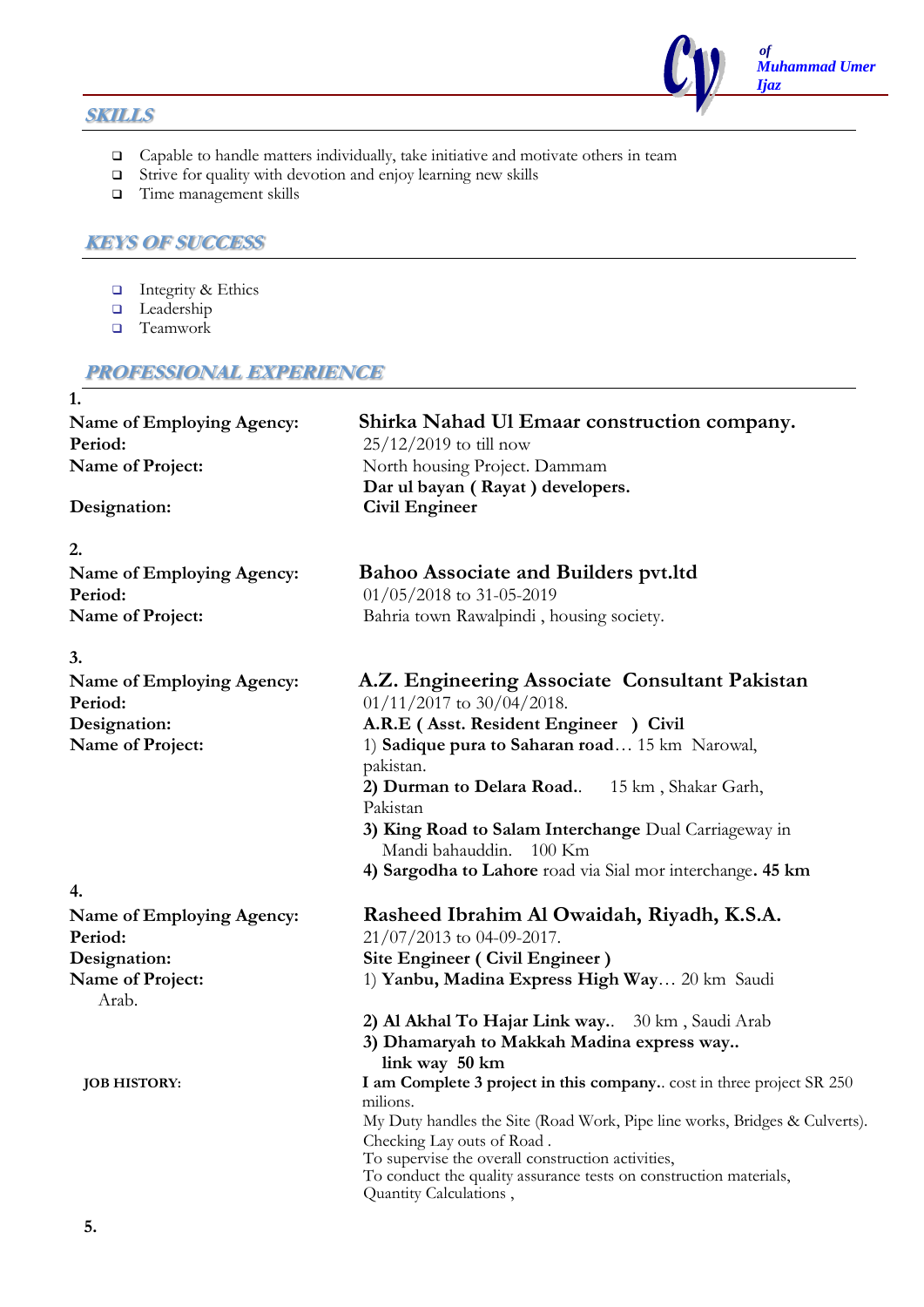## SKILLS

- Capable to handle matters individually, take initiative and motivate others in team
- Strive for quality with devotion and enjoy learning new skills
- Time management skills

## KEYS OF SUCCESS

- Integrity & Ethics
- Leadership
- Teamwork

## PROFESSIONAL EXPERIENCE

**1.**

| | |
|---|---|
| **Name of Employing Agency:** | **Shirka Nahad Ul Emaar construction company.** |
| **Period:** | 25/12/2019 to till now |
| **Name of Project:** | North housing Project. Dammam<br>**Dar ul bayan ( Rayat ) developers.** |
| **Designation:** | **Civil Engineer** |

**2.**

| | |
|---|---|
| **Name of Employing Agency:** | **Bahoo Associate and Builders pvt.ltd** |
| **Period:** | 01/05/2018 to 31-05-2019 |
| **Name of Project:** | Bahria town Rawalpindi , housing society. |

**3.**

| | |
|---|---|
| **Name of Employing Agency:** | **A.Z. Engineering Associate Consultant Pakistan** |
| **Period:** | 01/11/2017 to 30/04/2018. |
| **Designation:** | **A.R.E ( Asst. Resident Engineer ) Civil** |
| **Name of Project:** | 1) **Sadique pura to Saharan road**… 15 km Narowal, pakistan.<br>**2) Durman to Delara Road..** 15 km , Shakar Garh, Pakistan<br>**3) King Road to Salam Interchange** Dual Carriageway in Mandi bahauddin. 100 Km<br>**4) Sargodha to Lahore** road via Sial mor interchange**. 45 km** |

**4.**

| | |
|---|---|
| **Name of Employing Agency:** | **Rasheed Ibrahim Al Owaidah, Riyadh, K.S.A.** |
| **Period:** | 21/07/2013 to 04-09-2017. |
| **Designation:** | **Site Engineer ( Civil Engineer )** |
| **Name of Project:** | 1) **Yanbu, Madina Express High Way**… 20 km Saudi Arab.<br>**2) Al Akhal To Hajar Link way..** 30 km , Saudi Arab<br>**3) Dhamaryah to Makkah Madina express way.. link way 50 km** |
| **JOB HISTORY:** | **I am Complete 3 project in this company..** cost in three project SR 250 milions.<br>My Duty handles the Site (Road Work, Pipe line works, Bridges & Culverts).<br>Checking Lay outs of Road .<br>To supervise the overall construction activities,<br>To conduct the quality assurance tests on construction materials,<br>Quantity Calculations , |

**5.**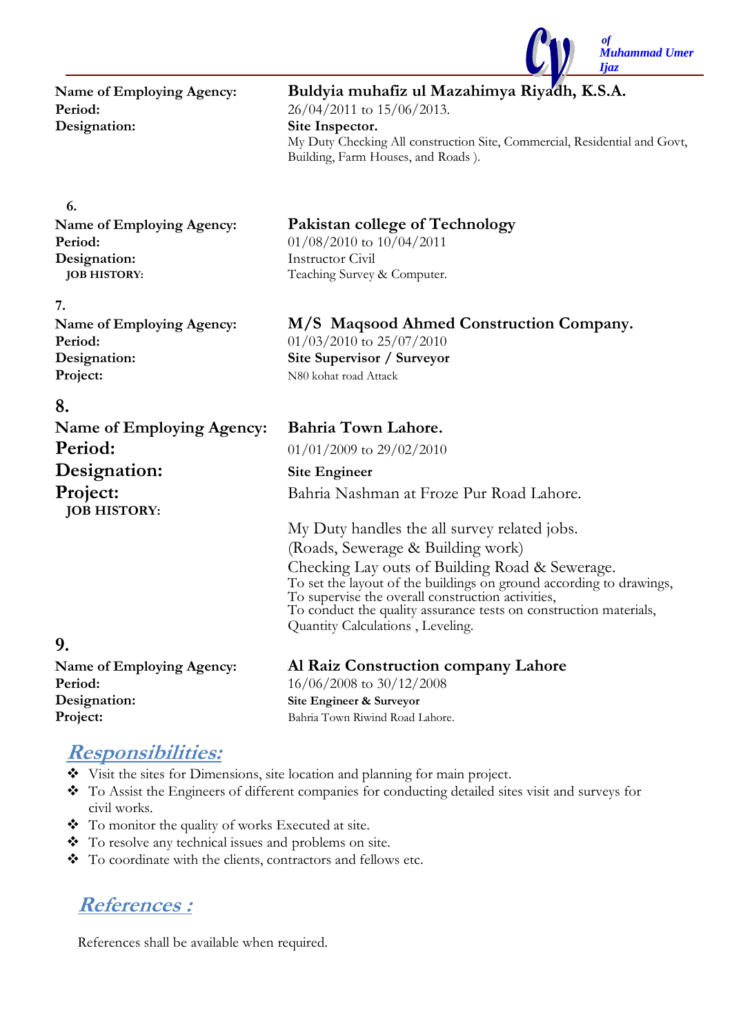**Name of Employing Agency:** **Buldyia muhafiz ul Mazahimya Riyadh, K.S.A.**
**Period:** 26/04/2011 to 15/06/2013.
**Designation:** **Site Inspector.**
My Duty Checking All construction Site, Commercial, Residential and Govt, Building, Farm Houses, and Roads ).

**6.**
**Name of Employing Agency:** **Pakistan college of Technology**
**Period:** 01/08/2010 to 10/04/2011
**Designation:** Instructor Civil
**JOB HISTORY:** Teaching Survey & Computer.

**7.**
**Name of Employing Agency:** **M/S Maqsood Ahmed Construction Company.**
**Period:** 01/03/2010 to 25/07/2010
**Designation:** **Site Supervisor / Surveyor**
**Project:** N80 kohat road Attack

**8.**
**Name of Employing Agency:** **Bahria Town Lahore.**
**Period:** 01/01/2009 to 29/02/2010
**Designation:** **Site Engineer**
**Project:** Bahria Nashman at Froze Pur Road Lahore.
**JOB HISTORY:**

My Duty handles the all survey related jobs.
(Roads, Sewerage & Building work)
Checking Lay outs of Building Road & Sewerage.
To set the layout of the buildings on ground according to drawings,
To supervise the overall construction activities,
To conduct the quality assurance tests on construction materials,
Quantity Calculations , Leveling.

**9.**
**Name of Employing Agency:** **Al Raiz Construction company Lahore**
**Period:** 16/06/2008 to 30/12/2008
**Designation:** **Site Engineer & Surveyor**
**Project:** Bahria Town Riwind Road Lahore.

## *Responsibilities:*

- Visit the sites for Dimensions, site location and planning for main project.
- To Assist the Engineers of different companies for conducting detailed sites visit and surveys for civil works.
- To monitor the quality of works Executed at site.
- To resolve any technical issues and problems on site.
- To coordinate with the clients, contractors and fellows etc.

## *References :*

References shall be available when required.